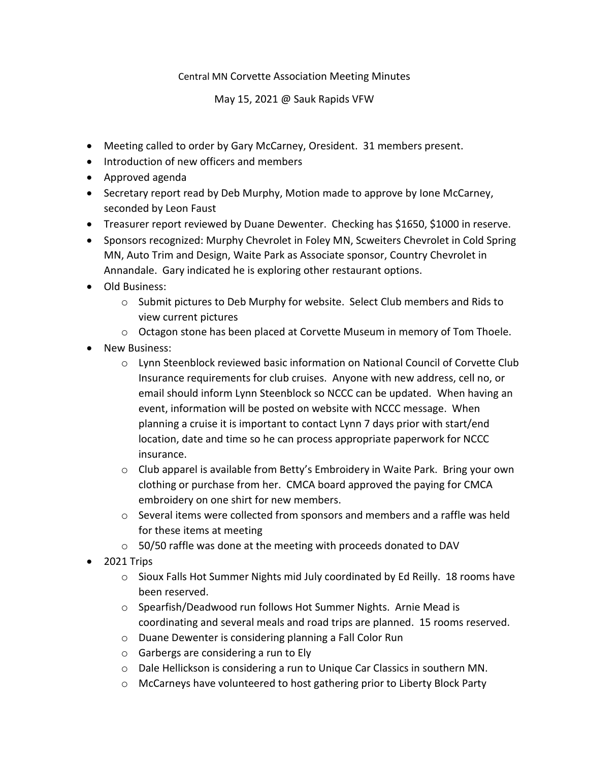Central MN Corvette Association Meeting Minutes

May 15, 2021 @ Sauk Rapids VFW

- Meeting called to order by Gary McCarney, Oresident. 31 members present.
- Introduction of new officers and members
- Approved agenda
- Secretary report read by Deb Murphy, Motion made to approve by Ione McCarney, seconded by Leon Faust
- Treasurer report reviewed by Duane Dewenter. Checking has $1650, $1000 in reserve.
- Sponsors recognized: Murphy Chevrolet in Foley MN, Scweiters Chevrolet in Cold Spring MN, Auto Trim and Design, Waite Park as Associate sponsor, Country Chevrolet in Annandale. Gary indicated he is exploring other restaurant options.
- Old Business:
  - Submit pictures to Deb Murphy for website. Select Club members and Rids to view current pictures
  - Octagon stone has been placed at Corvette Museum in memory of Tom Thoele.
- New Business:
  - Lynn Steenblock reviewed basic information on National Council of Corvette Club Insurance requirements for club cruises. Anyone with new address, cell no, or email should inform Lynn Steenblock so NCCC can be updated. When having an event, information will be posted on website with NCCC message. When planning a cruise it is important to contact Lynn 7 days prior with start/end location, date and time so he can process appropriate paperwork for NCCC insurance.
  - Club apparel is available from Betty's Embroidery in Waite Park. Bring your own clothing or purchase from her. CMCA board approved the paying for CMCA embroidery on one shirt for new members.
  - Several items were collected from sponsors and members and a raffle was held for these items at meeting
  - 50/50 raffle was done at the meeting with proceeds donated to DAV
- 2021 Trips
  - Sioux Falls Hot Summer Nights mid July coordinated by Ed Reilly. 18 rooms have been reserved.
  - Spearfish/Deadwood run follows Hot Summer Nights. Arnie Mead is coordinating and several meals and road trips are planned. 15 rooms reserved.
  - Duane Dewenter is considering planning a Fall Color Run
  - Garbergs are considering a run to Ely
  - Dale Hellickson is considering a run to Unique Car Classics in southern MN.
  - McCarneys have volunteered to host gathering prior to Liberty Block Party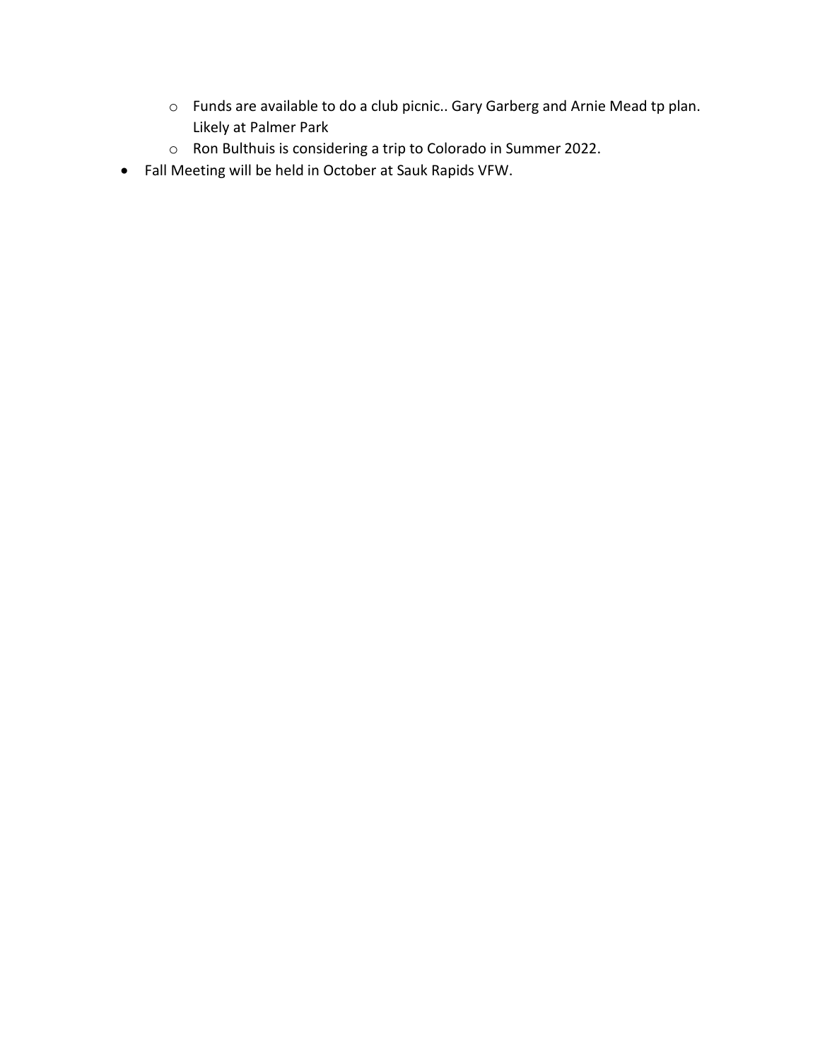- Funds are available to do a club picnic.. Gary Garberg and Arnie Mead tp plan. Likely at Palmer Park
  - Ron Bulthuis is considering a trip to Colorado in Summer 2022.
- Fall Meeting will be held in October at Sauk Rapids VFW.